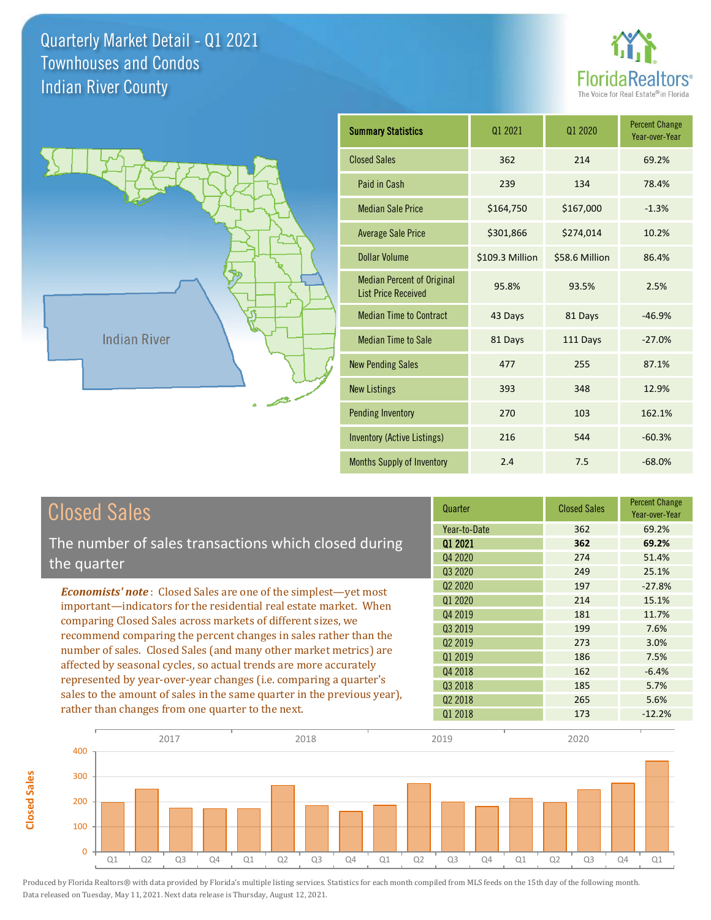# Quarterly Market Detail - Q1 2021
## Townhouses and Condos
## Indian River County

FloridaRealtors®
The Voice for Real Estate® in Florida

Indian River

| Summary Statistics | Q1 2021 | Q1 2020 | Percent Change Year-over-Year |
|---|---|---|---|
| Closed Sales | 362 | 214 | 69.2% |
| Paid in Cash | 239 | 134 | 78.4% |
| Median Sale Price | $164,750 | $167,000 | -1.3% |
| Average Sale Price | $301,866 | $274,014 | 10.2% |
| Dollar Volume | $109.3 Million | $58.6 Million | 86.4% |
| Median Percent of Original List Price Received | 95.8% | 93.5% | 2.5% |
| Median Time to Contract | 43 Days | 81 Days | -46.9% |
| Median Time to Sale | 81 Days | 111 Days | -27.0% |
| New Pending Sales | 477 | 255 | 87.1% |
| New Listings | 393 | 348 | 12.9% |
| Pending Inventory | 270 | 103 | 162.1% |
| Inventory (Active Listings) | 216 | 544 | -60.3% |
| Months Supply of Inventory | 2.4 | 7.5 | -68.0% |

## Closed Sales

The number of sales transactions which closed during the quarter

***Economists' note***: Closed Sales are one of the simplest—yet most important—indicators for the residential real estate market. When comparing Closed Sales across markets of different sizes, we recommend comparing the percent changes in sales rather than the number of sales. Closed Sales (and many other market metrics) are affected by seasonal cycles, so actual trends are more accurately represented by year-over-year changes (i.e. comparing a quarter's sales to the amount of sales in the same quarter in the previous year), rather than changes from one quarter to the next.

| Quarter | Closed Sales | Percent Change Year-over-Year |
|---|---|---|
| Year-to-Date | 362 | 69.2% |
| **Q1 2021** | **362** | **69.2%** |
| Q4 2020 | 274 | 51.4% |
| Q3 2020 | 249 | 25.1% |
| Q2 2020 | 197 | -27.8% |
| Q1 2020 | 214 | 15.1% |
| Q4 2019 | 181 | 11.7% |
| Q3 2019 | 199 | 7.6% |
| Q2 2019 | 273 | 3.0% |
| Q1 2019 | 186 | 7.5% |
| Q4 2018 | 162 | -6.4% |
| Q3 2018 | 185 | 5.7% |
| Q2 2018 | 265 | 5.6% |
| Q1 2018 | 173 | -12.2% |

Closed Sales

2017 2018 2019 2020

0 100 200 300 400

Q1 Q2 Q3 Q4 Q1 Q2 Q3 Q4 Q1 Q2 Q3 Q4 Q1 Q2 Q3 Q4 Q1

Produced by Florida Realtors® with data provided by Florida's multiple listing services. Statistics for each month compiled from MLS feeds on the 15th day of the following month. Data released on Tuesday, May 11, 2021. Next data release is Thursday, August 12, 2021.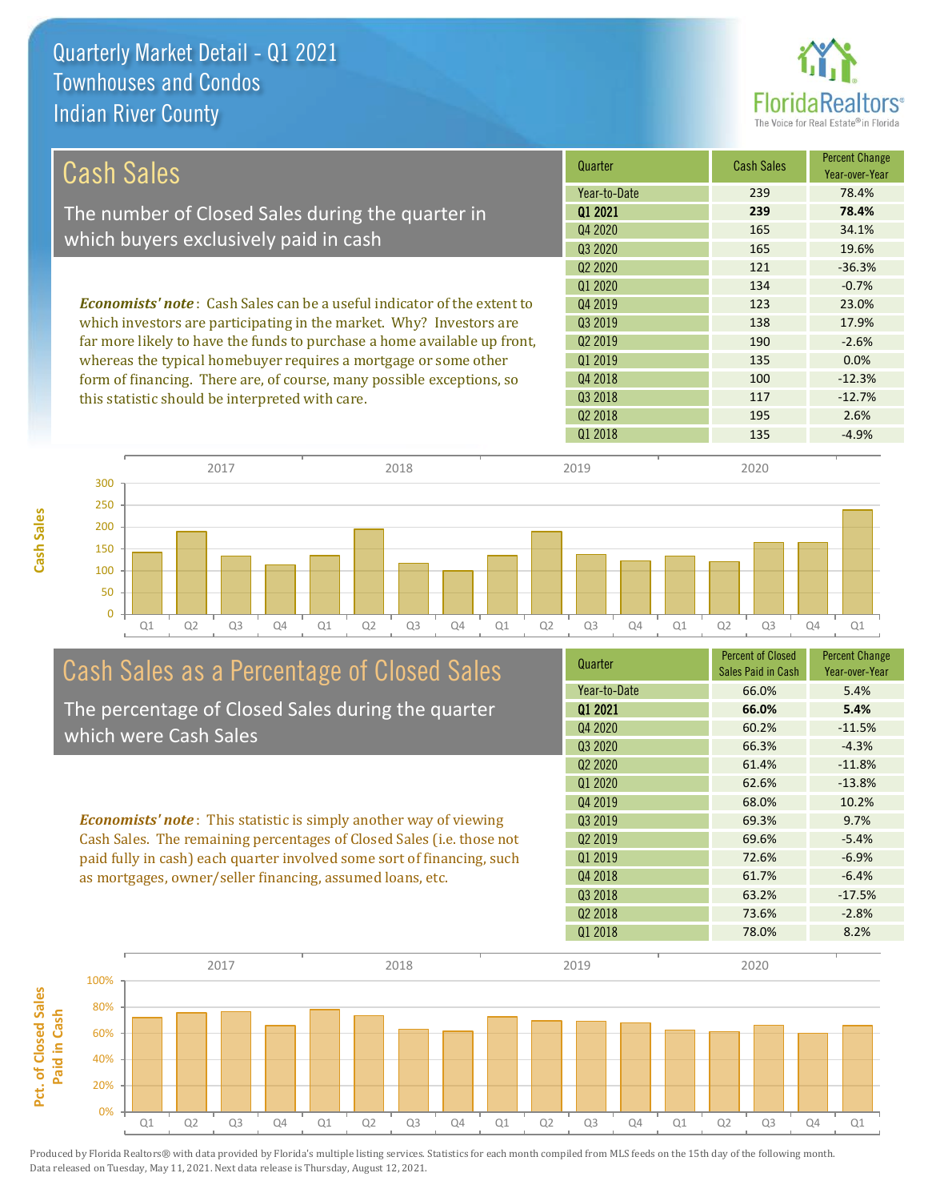# Quarterly Market Detail - Q1 2021
## Townhouses and Condos
## Indian River County

## Cash Sales

The number of Closed Sales during the quarter in which buyers exclusively paid in cash

*Economists' note*: Cash Sales can be a useful indicator of the extent to which investors are participating in the market. Why? Investors are far more likely to have the funds to purchase a home available up front, whereas the typical homebuyer requires a mortgage or some other form of financing. There are, of course, many possible exceptions, so this statistic should be interpreted with care.

| Quarter | Cash Sales | Percent Change Year-over-Year |
|---|---|---|
| Year-to-Date | 239 | 78.4% |
| **Q1 2021** | **239** | **78.4%** |
| Q4 2020 | 165 | 34.1% |
| Q3 2020 | 165 | 19.6% |
| Q2 2020 | 121 | -36.3% |
| Q1 2020 | 134 | -0.7% |
| Q4 2019 | 123 | 23.0% |
| Q3 2019 | 138 | 17.9% |
| Q2 2019 | 190 | -2.6% |
| Q1 2019 | 135 | 0.0% |
| Q4 2018 | 100 | -12.3% |
| Q3 2018 | 117 | -12.7% |
| Q2 2018 | 195 | 2.6% |
| Q1 2018 | 135 | -4.9% |

## Cash Sales as a Percentage of Closed Sales

The percentage of Closed Sales during the quarter which were Cash Sales

*Economists' note*: This statistic is simply another way of viewing Cash Sales. The remaining percentages of Closed Sales (i.e. those not paid fully in cash) each quarter involved some sort of financing, such as mortgages, owner/seller financing, assumed loans, etc.

| Quarter | Percent of Closed Sales Paid in Cash | Percent Change Year-over-Year |
|---|---|---|
| Year-to-Date | 66.0% | 5.4% |
| **Q1 2021** | **66.0%** | **5.4%** |
| Q4 2020 | 60.2% | -11.5% |
| Q3 2020 | 66.3% | -4.3% |
| Q2 2020 | 61.4% | -11.8% |
| Q1 2020 | 62.6% | -13.8% |
| Q4 2019 | 68.0% | 10.2% |
| Q3 2019 | 69.3% | 9.7% |
| Q2 2019 | 69.6% | -5.4% |
| Q1 2019 | 72.6% | -6.9% |
| Q4 2018 | 61.7% | -6.4% |
| Q3 2018 | 63.2% | -17.5% |
| Q2 2018 | 73.6% | -2.8% |
| Q1 2018 | 78.0% | 8.2% |

Produced by Florida Realtors® with data provided by Florida's multiple listing services. Statistics for each month compiled from MLS feeds on the 15th day of the following month. Data released on Tuesday, May 11, 2021. Next data release is Thursday, August 12, 2021.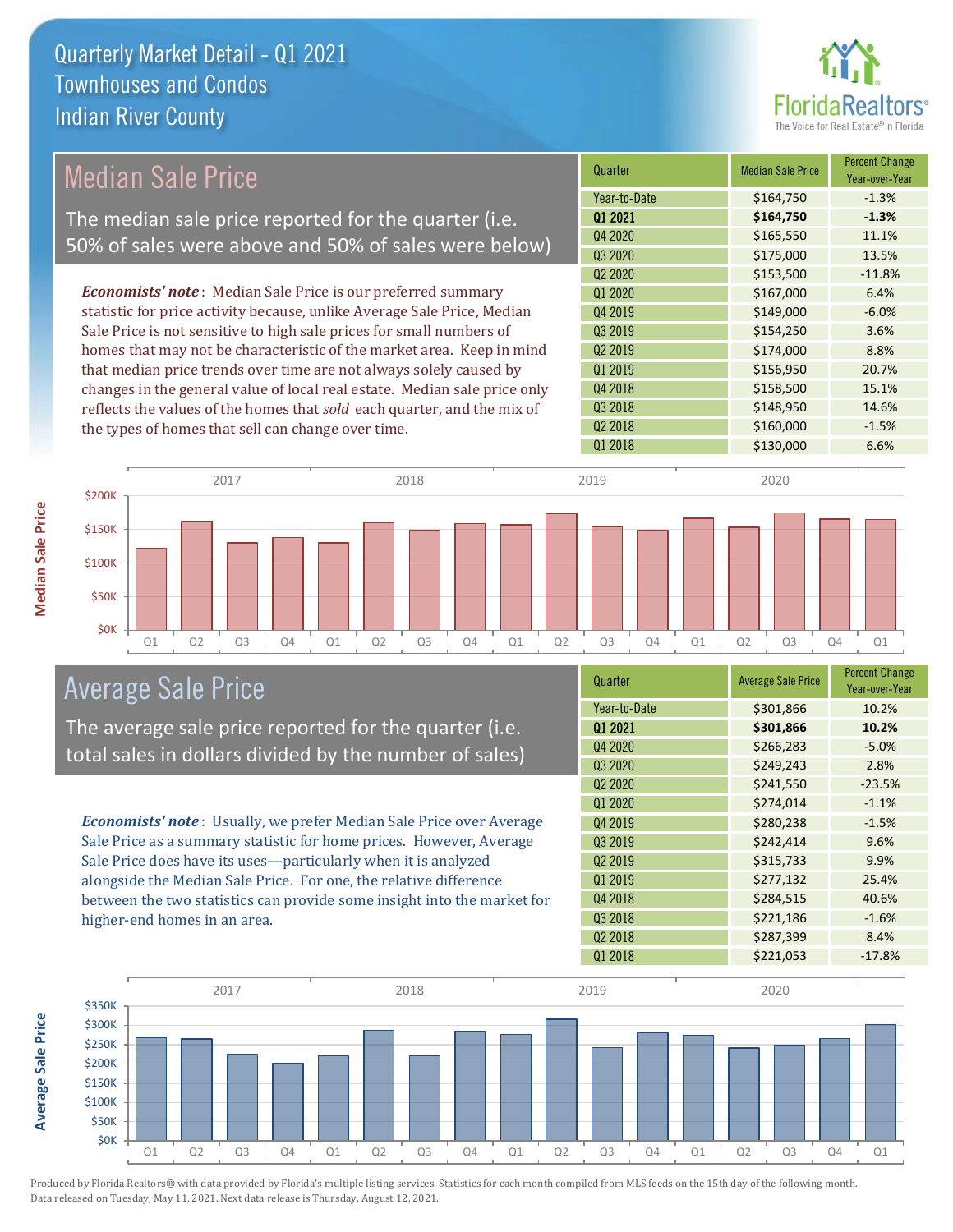# Quarterly Market Detail - Q1 2021
## Townhouses and Condos
## Indian River County

FloridaRealtors®
The Voice for Real Estate® in Florida

## Median Sale Price

The median sale price reported for the quarter (i.e. 50% of sales were above and 50% of sales were below)

*Economists' note*: Median Sale Price is our preferred summary statistic for price activity because, unlike Average Sale Price, Median Sale Price is not sensitive to high sale prices for small numbers of homes that may not be characteristic of the market area. Keep in mind that median price trends over time are not always solely caused by changes in the general value of local real estate. Median sale price only reflects the values of the homes that *sold* each quarter, and the mix of the types of homes that sell can change over time.

| Quarter | Median Sale Price | Percent Change Year-over-Year |
|---|---|---|
| Year-to-Date | $164,750 | -1.3% |
| **Q1 2021** | **$164,750** | **-1.3%** |
| Q4 2020 | $165,550 | 11.1% |
| Q3 2020 | $175,000 | 13.5% |
| Q2 2020 | $153,500 | -11.8% |
| Q1 2020 | $167,000 | 6.4% |
| Q4 2019 | $149,000 | -6.0% |
| Q3 2019 | $154,250 | 3.6% |
| Q2 2019 | $174,000 | 8.8% |
| Q1 2019 | $156,950 | 20.7% |
| Q4 2018 | $158,500 | 15.1% |
| Q3 2018 | $148,950 | 14.6% |
| Q2 2018 | $160,000 | -1.5% |
| Q1 2018 | $130,000 | 6.6% |

Median Sale Price
$200K
$150K
$100K
$50K
$0K
2017 2018 2019 2020
Q1 Q2 Q3 Q4 Q1 Q2 Q3 Q4 Q1 Q2 Q3 Q4 Q1 Q2 Q3 Q4 Q1

## Average Sale Price

The average sale price reported for the quarter (i.e. total sales in dollars divided by the number of sales)

*Economists' note*: Usually, we prefer Median Sale Price over Average Sale Price as a summary statistic for home prices. However, Average Sale Price does have its uses—particularly when it is analyzed alongside the Median Sale Price. For one, the relative difference between the two statistics can provide some insight into the market for higher-end homes in an area.

| Quarter | Average Sale Price | Percent Change Year-over-Year |
|---|---|---|
| Year-to-Date | $301,866 | 10.2% |
| **Q1 2021** | **$301,866** | **10.2%** |
| Q4 2020 | $266,283 | -5.0% |
| Q3 2020 | $249,243 | 2.8% |
| Q2 2020 | $241,550 | -23.5% |
| Q1 2020 | $274,014 | -1.1% |
| Q4 2019 | $280,238 | -1.5% |
| Q3 2019 | $242,414 | 9.6% |
| Q2 2019 | $315,733 | 9.9% |
| Q1 2019 | $277,132 | 25.4% |
| Q4 2018 | $284,515 | 40.6% |
| Q3 2018 | $221,186 | -1.6% |
| Q2 2018 | $287,399 | 8.4% |
| Q1 2018 | $221,053 | -17.8% |

Average Sale Price
$350K
$300K
$250K
$200K
$150K
$100K
$50K
$0K
2017 2018 2019 2020
Q1 Q2 Q3 Q4 Q1 Q2 Q3 Q4 Q1 Q2 Q3 Q4 Q1 Q2 Q3 Q4 Q1

Produced by Florida Realtors® with data provided by Florida's multiple listing services. Statistics for each month compiled from MLS feeds on the 15th day of the following month. Data released on Tuesday, May 11, 2021. Next data release is Thursday, August 12, 2021.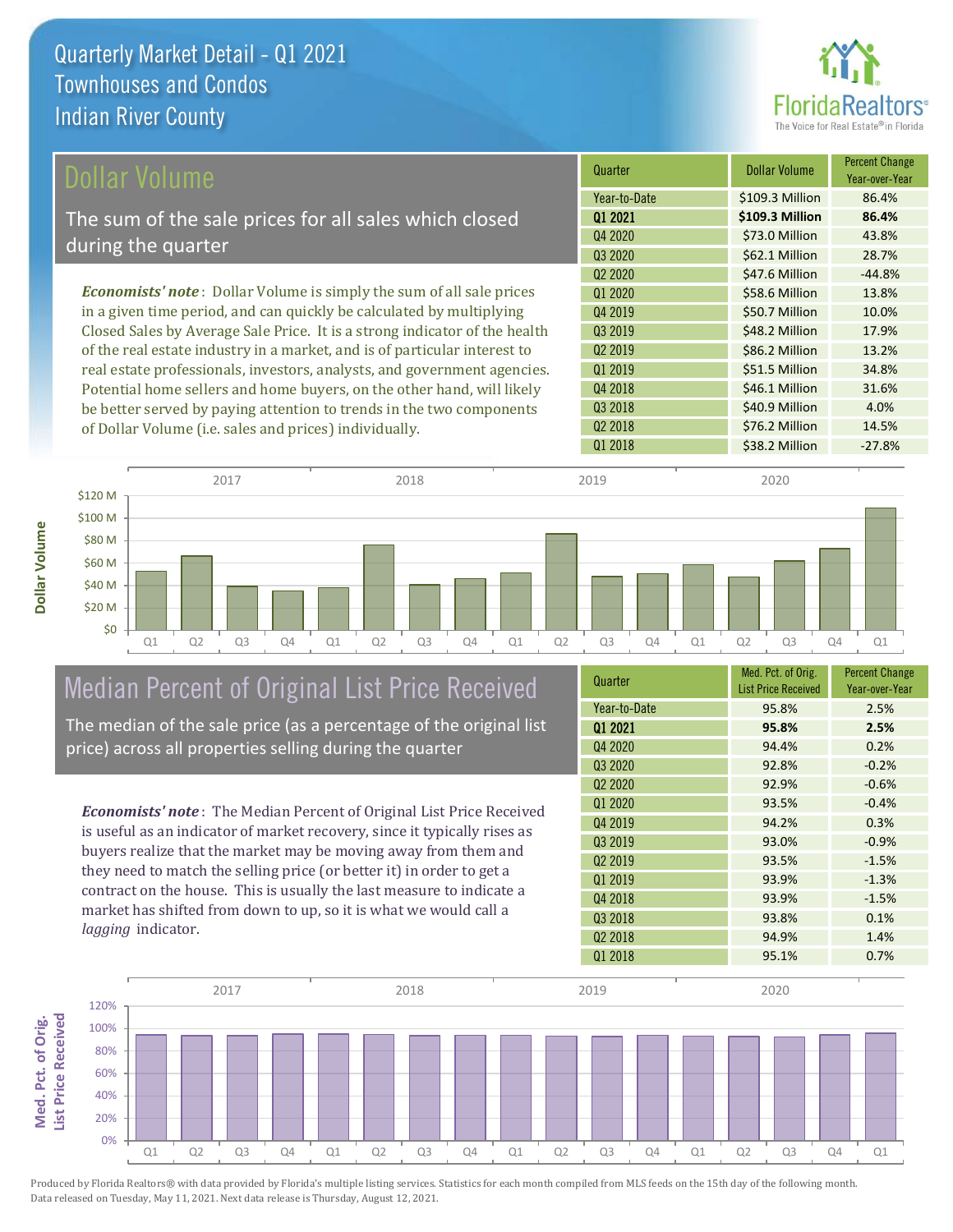# Quarterly Market Detail - Q1 2021
## Townhouses and Condos
## Indian River County

## Dollar Volume

The sum of the sale prices for all sales which closed during the quarter

*Economists' note*: Dollar Volume is simply the sum of all sale prices in a given time period, and can quickly be calculated by multiplying Closed Sales by Average Sale Price. It is a strong indicator of the health of the real estate industry in a market, and is of particular interest to real estate professionals, investors, analysts, and government agencies. Potential home sellers and home buyers, on the other hand, will likely be better served by paying attention to trends in the two components of Dollar Volume (i.e. sales and prices) individually.

| Quarter | Dollar Volume | Percent Change Year-over-Year |
|---|---|---|
| Year-to-Date | $109.3 Million | 86.4% |
| **Q1 2021** | **$109.3 Million** | **86.4%** |
| Q4 2020 | $73.0 Million | 43.8% |
| Q3 2020 | $62.1 Million | 28.7% |
| Q2 2020 | $47.6 Million | -44.8% |
| Q1 2020 | $58.6 Million | 13.8% |
| Q4 2019 | $50.7 Million | 10.0% |
| Q3 2019 | $48.2 Million | 17.9% |
| Q2 2019 | $86.2 Million | 13.2% |
| Q1 2019 | $51.5 Million | 34.8% |
| Q4 2018 | $46.1 Million | 31.6% |
| Q3 2018 | $40.9 Million | 4.0% |
| Q2 2018 | $76.2 Million | 14.5% |
| Q1 2018 | $38.2 Million | -27.8% |

Dollar Volume

2017 2018 2019 2020

$120 M $100 M $80 M $60 M $40 M $20 M $0

Q1 Q2 Q3 Q4 Q1 Q2 Q3 Q4 Q1 Q2 Q3 Q4 Q1 Q2 Q3 Q4 Q1

## Median Percent of Original List Price Received

The median of the sale price (as a percentage of the original list price) across all properties selling during the quarter

*Economists' note*: The Median Percent of Original List Price Received is useful as an indicator of market recovery, since it typically rises as buyers realize that the market may be moving away from them and they need to match the selling price (or better it) in order to get a contract on the house. This is usually the last measure to indicate a market has shifted from down to up, so it is what we would call a *lagging* indicator.

| Quarter | Med. Pct. of Orig. List Price Received | Percent Change Year-over-Year |
|---|---|---|
| Year-to-Date | 95.8% | 2.5% |
| **Q1 2021** | **95.8%** | **2.5%** |
| Q4 2020 | 94.4% | 0.2% |
| Q3 2020 | 92.8% | -0.2% |
| Q2 2020 | 92.9% | -0.6% |
| Q1 2020 | 93.5% | -0.4% |
| Q4 2019 | 94.2% | 0.3% |
| Q3 2019 | 93.0% | -0.9% |
| Q2 2019 | 93.5% | -1.5% |
| Q1 2019 | 93.9% | -1.3% |
| Q4 2018 | 93.9% | -1.5% |
| Q3 2018 | 93.8% | 0.1% |
| Q2 2018 | 94.9% | 1.4% |
| Q1 2018 | 95.1% | 0.7% |

Med. Pct. of Orig. List Price Received

2017 2018 2019 2020

120% 100% 80% 60% 40% 20% 0%

Q1 Q2 Q3 Q4 Q1 Q2 Q3 Q4 Q1 Q2 Q3 Q4 Q1 Q2 Q3 Q4 Q1

Produced by Florida Realtors® with data provided by Florida's multiple listing services. Statistics for each month compiled from MLS feeds on the 15th day of the following month. Data released on Tuesday, May 11, 2021. Next data release is Thursday, August 12, 2021.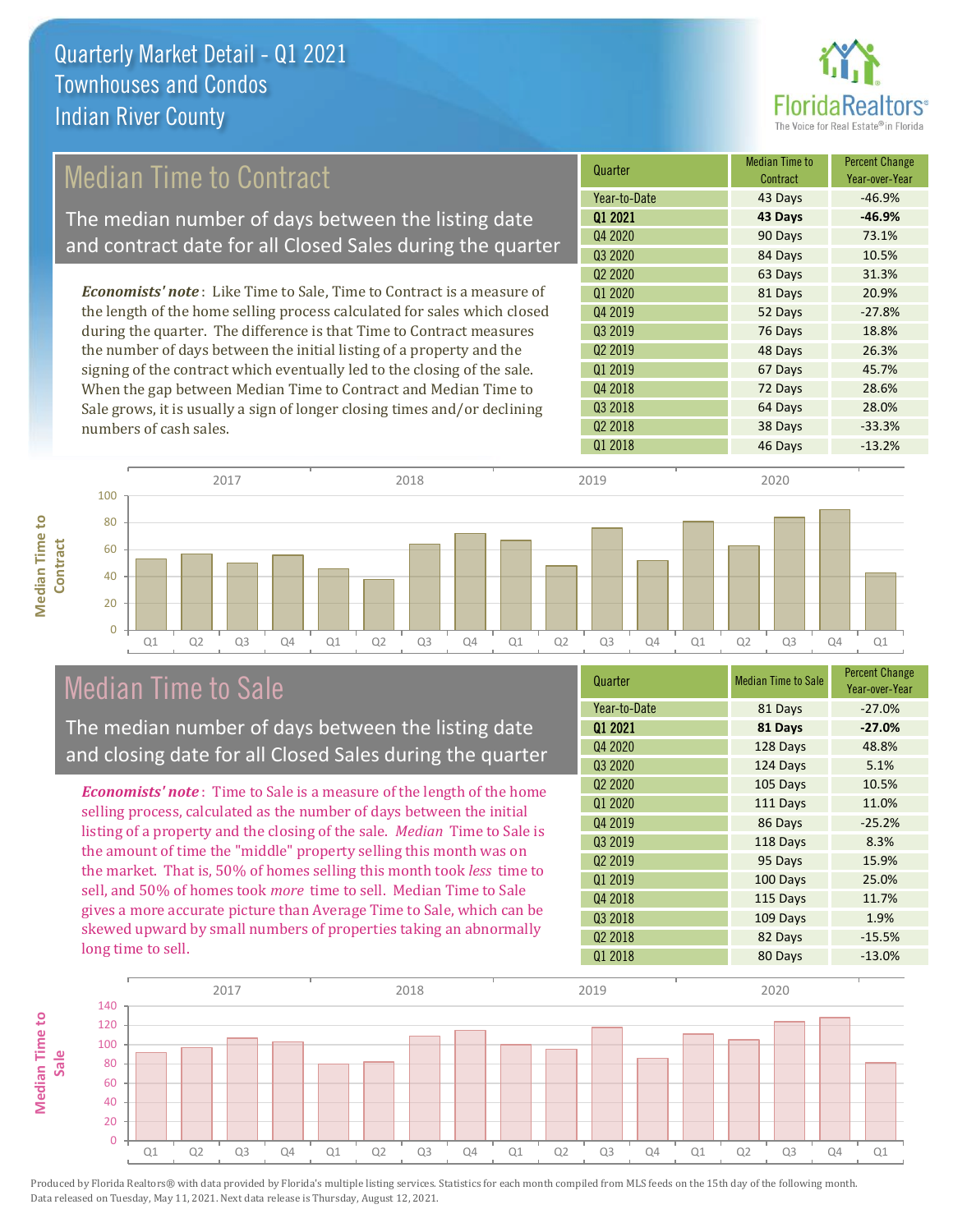# Quarterly Market Detail - Q1 2021
## Townhouses and Condos
## Indian River County

## Median Time to Contract

The median number of days between the listing date and contract date for all Closed Sales during the quarter

*Economists' note*: Like Time to Sale, Time to Contract is a measure of the length of the home selling process calculated for sales which closed during the quarter. The difference is that Time to Contract measures the number of days between the initial listing of a property and the signing of the contract which eventually led to the closing of the sale. When the gap between Median Time to Contract and Median Time to Sale grows, it is usually a sign of longer closing times and/or declining numbers of cash sales.

| Quarter | Median Time to Contract | Percent Change Year-over-Year |
|---|---|---|
| Year-to-Date | 43 Days | -46.9% |
| **Q1 2021** | **43 Days** | **-46.9%** |
| Q4 2020 | 90 Days | 73.1% |
| Q3 2020 | 84 Days | 10.5% |
| Q2 2020 | 63 Days | 31.3% |
| Q1 2020 | 81 Days | 20.9% |
| Q4 2019 | 52 Days | -27.8% |
| Q3 2019 | 76 Days | 18.8% |
| Q2 2019 | 48 Days | 26.3% |
| Q1 2019 | 67 Days | 45.7% |
| Q4 2018 | 72 Days | 28.6% |
| Q3 2018 | 64 Days | 28.0% |
| Q2 2018 | 38 Days | -33.3% |
| Q1 2018 | 46 Days | -13.2% |

Median Time to Contract

2017 2018 2019 2020

0 20 40 60 80 100

Q1 Q2 Q3 Q4 Q1 Q2 Q3 Q4 Q1 Q2 Q3 Q4 Q1 Q2 Q3 Q4 Q1

## Median Time to Sale

The median number of days between the listing date and closing date for all Closed Sales during the quarter

*Economists' note*: Time to Sale is a measure of the length of the home selling process, calculated as the number of days between the initial listing of a property and the closing of the sale. *Median* Time to Sale is the amount of time the "middle" property selling this month was on the market. That is, 50% of homes selling this month took *less* time to sell, and 50% of homes took *more* time to sell. Median Time to Sale gives a more accurate picture than Average Time to Sale, which can be skewed upward by small numbers of properties taking an abnormally long time to sell.

| Quarter | Median Time to Sale | Percent Change Year-over-Year |
|---|---|---|
| Year-to-Date | 81 Days | -27.0% |
| **Q1 2021** | **81 Days** | **-27.0%** |
| Q4 2020 | 128 Days | 48.8% |
| Q3 2020 | 124 Days | 5.1% |
| Q2 2020 | 105 Days | 10.5% |
| Q1 2020 | 111 Days | 11.0% |
| Q4 2019 | 86 Days | -25.2% |
| Q3 2019 | 118 Days | 8.3% |
| Q2 2019 | 95 Days | 15.9% |
| Q1 2019 | 100 Days | 25.0% |
| Q4 2018 | 115 Days | 11.7% |
| Q3 2018 | 109 Days | 1.9% |
| Q2 2018 | 82 Days | -15.5% |
| Q1 2018 | 80 Days | -13.0% |

Median Time to Sale

2017 2018 2019 2020

0 20 40 60 80 100 120 140

Q1 Q2 Q3 Q4 Q1 Q2 Q3 Q4 Q1 Q2 Q3 Q4 Q1 Q2 Q3 Q4 Q1

Produced by Florida Realtors® with data provided by Florida's multiple listing services. Statistics for each month compiled from MLS feeds on the 15th day of the following month. Data released on Tuesday, May 11, 2021. Next data release is Thursday, August 12, 2021.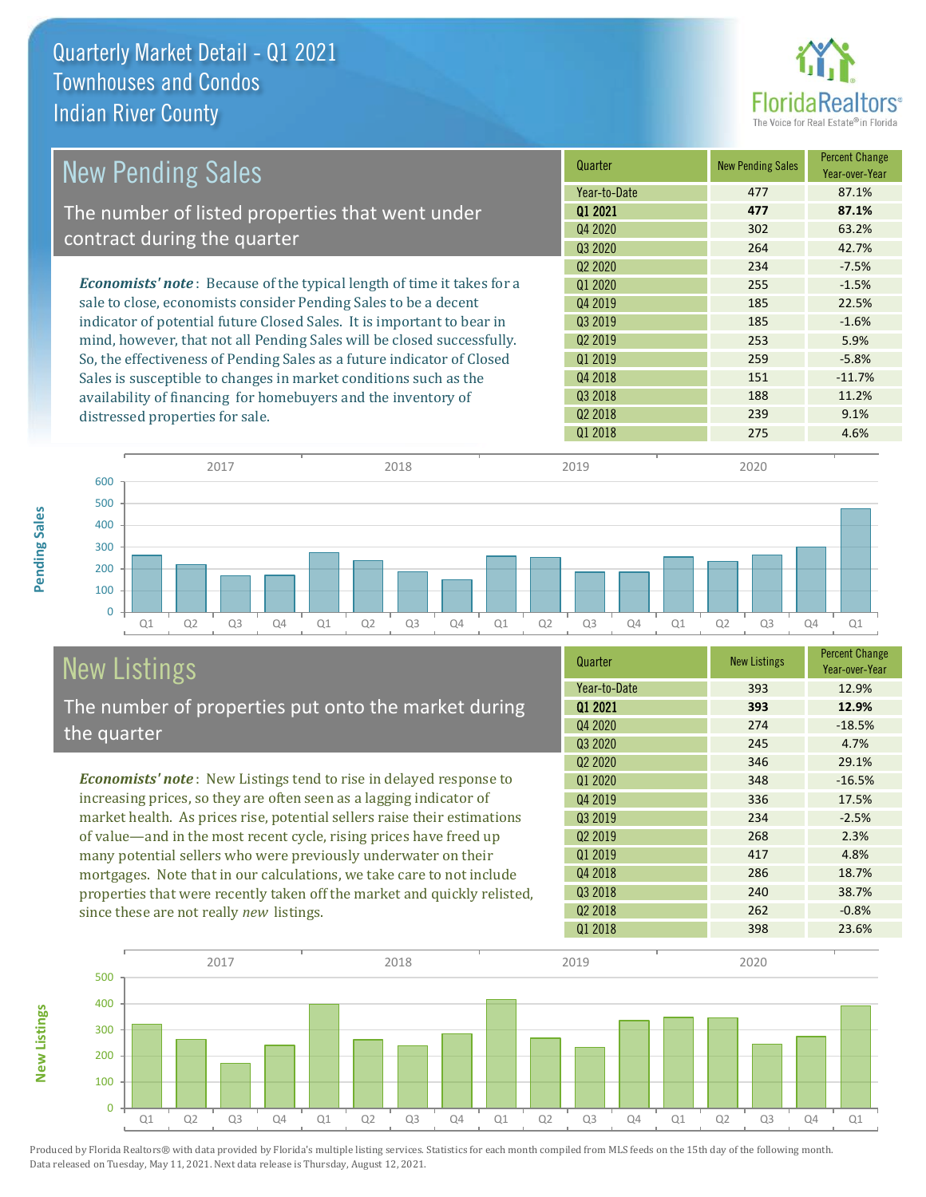# Quarterly Market Detail - Q1 2021
## Townhouses and Condos
## Indian River County

FloridaRealtors® The Voice for Real Estate® in Florida

## New Pending Sales

The number of listed properties that went under contract during the quarter

*Economists' note*: Because of the typical length of time it takes for a sale to close, economists consider Pending Sales to be a decent indicator of potential future Closed Sales. It is important to bear in mind, however, that not all Pending Sales will be closed successfully. So, the effectiveness of Pending Sales as a future indicator of Closed Sales is susceptible to changes in market conditions such as the availability of financing for homebuyers and the inventory of distressed properties for sale.

| Quarter | New Pending Sales | Percent Change Year-over-Year |
|---|---|---|
| Year-to-Date | 477 | 87.1% |
| **Q1 2021** | **477** | **87.1%** |
| Q4 2020 | 302 | 63.2% |
| Q3 2020 | 264 | 42.7% |
| Q2 2020 | 234 | -7.5% |
| Q1 2020 | 255 | -1.5% |
| Q4 2019 | 185 | 22.5% |
| Q3 2019 | 185 | -1.6% |
| Q2 2019 | 253 | 5.9% |
| Q1 2019 | 259 | -5.8% |
| Q4 2018 | 151 | -11.7% |
| Q3 2018 | 188 | 11.2% |
| Q2 2018 | 239 | 9.1% |
| Q1 2018 | 275 | 4.6% |

Pending Sales

2017 2018 2019 2020

600 500 400 300 200 100 0

Q1 Q2 Q3 Q4 Q1 Q2 Q3 Q4 Q1 Q2 Q3 Q4 Q1 Q2 Q3 Q4 Q1

## New Listings

The number of properties put onto the market during the quarter

*Economists' note*: New Listings tend to rise in delayed response to increasing prices, so they are often seen as a lagging indicator of market health. As prices rise, potential sellers raise their estimations of value—and in the most recent cycle, rising prices have freed up many potential sellers who were previously underwater on their mortgages. Note that in our calculations, we take care to not include properties that were recently taken off the market and quickly relisted, since these are not really *new* listings.

| Quarter | New Listings | Percent Change Year-over-Year |
|---|---|---|
| Year-to-Date | 393 | 12.9% |
| **Q1 2021** | **393** | **12.9%** |
| Q4 2020 | 274 | -18.5% |
| Q3 2020 | 245 | 4.7% |
| Q2 2020 | 346 | 29.1% |
| Q1 2020 | 348 | -16.5% |
| Q4 2019 | 336 | 17.5% |
| Q3 2019 | 234 | -2.5% |
| Q2 2019 | 268 | 2.3% |
| Q1 2019 | 417 | 4.8% |
| Q4 2018 | 286 | 18.7% |
| Q3 2018 | 240 | 38.7% |
| Q2 2018 | 262 | -0.8% |
| Q1 2018 | 398 | 23.6% |

New Listings

2017 2018 2019 2020

500 400 300 200 100 0

Q1 Q2 Q3 Q4 Q1 Q2 Q3 Q4 Q1 Q2 Q3 Q4 Q1 Q2 Q3 Q4 Q1

Produced by Florida Realtors® with data provided by Florida's multiple listing services. Statistics for each month compiled from MLS feeds on the 15th day of the following month. Data released on Tuesday, May 11, 2021. Next data release is Thursday, August 12, 2021.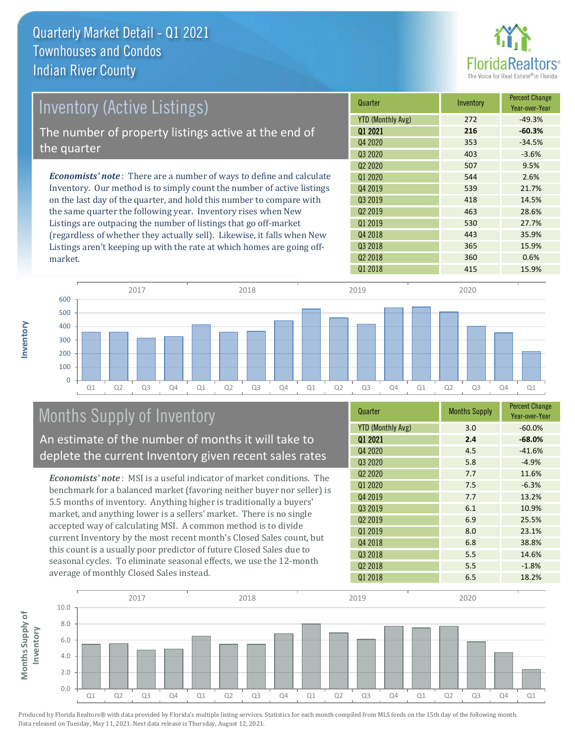# Quarterly Market Detail - Q1 2021
## Townhouses and Condos
## Indian River County

## Inventory (Active Listings)

The number of property listings active at the end of the quarter

*Economists' note*: There are a number of ways to define and calculate Inventory. Our method is to simply count the number of active listings on the last day of the quarter, and hold this number to compare with the same quarter the following year. Inventory rises when New Listings are outpacing the number of listings that go off-market (regardless of whether they actually sell). Likewise, it falls when New Listings aren't keeping up with the rate at which homes are going off-market.

| Quarter | Inventory | Percent Change Year-over-Year |
|---|---|---|
| YTD (Monthly Avg) | 272 | -49.3% |
| **Q1 2021** | **216** | **-60.3%** |
| Q4 2020 | 353 | -34.5% |
| Q3 2020 | 403 | -3.6% |
| Q2 2020 | 507 | 9.5% |
| Q1 2020 | 544 | 2.6% |
| Q4 2019 | 539 | 21.7% |
| Q3 2019 | 418 | 14.5% |
| Q2 2019 | 463 | 28.6% |
| Q1 2019 | 530 | 27.7% |
| Q4 2018 | 443 | 35.9% |
| Q3 2018 | 365 | 15.9% |
| Q2 2018 | 360 | 0.6% |
| Q1 2018 | 415 | 15.9% |

Inventory

2017 2018 2019 2020

600 500 400 300 200 100 0

Q1 Q2 Q3 Q4 Q1 Q2 Q3 Q4 Q1 Q2 Q3 Q4 Q1 Q2 Q3 Q4 Q1

## Months Supply of Inventory

An estimate of the number of months it will take to deplete the current Inventory given recent sales rates

*Economists' note*: MSI is a useful indicator of market conditions. The benchmark for a balanced market (favoring neither buyer nor seller) is 5.5 months of inventory. Anything higher is traditionally a buyers' market, and anything lower is a sellers' market. There is no single accepted way of calculating MSI. A common method is to divide current Inventory by the most recent month's Closed Sales count, but this count is a usually poor predictor of future Closed Sales due to seasonal cycles. To eliminate seasonal effects, we use the 12-month average of monthly Closed Sales instead.

| Quarter | Months Supply | Percent Change Year-over-Year |
|---|---|---|
| YTD (Monthly Avg) | 3.0 | -60.0% |
| **Q1 2021** | **2.4** | **-68.0%** |
| Q4 2020 | 4.5 | -41.6% |
| Q3 2020 | 5.8 | -4.9% |
| Q2 2020 | 7.7 | 11.6% |
| Q1 2020 | 7.5 | -6.3% |
| Q4 2019 | 7.7 | 13.2% |
| Q3 2019 | 6.1 | 10.9% |
| Q2 2019 | 6.9 | 25.5% |
| Q1 2019 | 8.0 | 23.1% |
| Q4 2018 | 6.8 | 38.8% |
| Q3 2018 | 5.5 | 14.6% |
| Q2 2018 | 5.5 | -1.8% |
| Q1 2018 | 6.5 | 18.2% |

Months Supply of Inventory

2017 2018 2019 2020

10.0 8.0 6.0 4.0 2.0 0.0

Q1 Q2 Q3 Q4 Q1 Q2 Q3 Q4 Q1 Q2 Q3 Q4 Q1 Q2 Q3 Q4 Q1

Produced by Florida Realtors® with data provided by Florida's multiple listing services. Statistics for each month compiled from MLS feeds on the 15th day of the following month. Data released on Tuesday, May 11, 2021. Next data release is Thursday, August 12, 2021.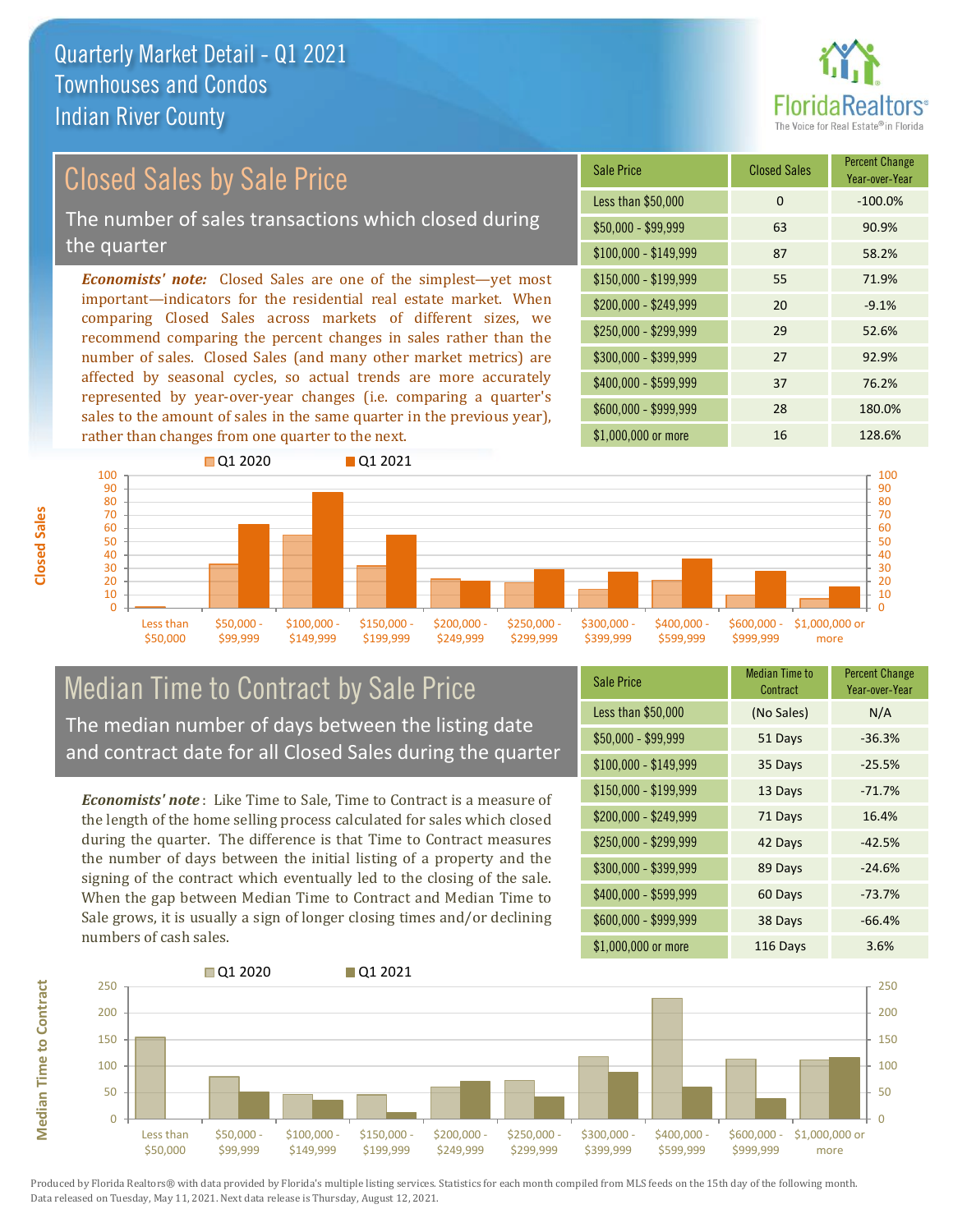# Quarterly Market Detail - Q1 2021
## Townhouses and Condos
## Indian River County

## Closed Sales by Sale Price

The number of sales transactions which closed during the quarter

***Economists' note:*** Closed Sales are one of the simplest—yet most important—indicators for the residential real estate market. When comparing Closed Sales across markets of different sizes, we recommend comparing the percent changes in sales rather than the number of sales. Closed Sales (and many other market metrics) are affected by seasonal cycles, so actual trends are more accurately represented by year-over-year changes (i.e. comparing a quarter's sales to the amount of sales in the same quarter in the previous year), rather than changes from one quarter to the next.

| Sale Price | Closed Sales | Percent Change Year-over-Year |
|---|---|---|
| Less than $50,000 | 0 | -100.0% |
| $50,000 - $99,999 | 63 | 90.9% |
| $100,000 - $149,999 | 87 | 58.2% |
| $150,000 - $199,999 | 55 | 71.9% |
| $200,000 - $249,999 | 20 | -9.1% |
| $250,000 - $299,999 | 29 | 52.6% |
| $300,000 - $399,999 | 27 | 92.9% |
| $400,000 - $599,999 | 37 | 76.2% |
| $600,000 - $999,999 | 28 | 180.0% |
| $1,000,000 or more | 16 | 128.6% |

Q1 2020 Q1 2021

Closed Sales

0 10 20 30 40 50 60 70 80 90 100

Less than $50,000 | $50,000 - $99,999 | $100,000 - $149,999 | $150,000 - $199,999 | $200,000 - $249,999 | $250,000 - $299,999 | $300,000 - $399,999 | $400,000 - $599,999 | $600,000 - $999,999 | $1,000,000 or more

## Median Time to Contract by Sale Price

The median number of days between the listing date and contract date for all Closed Sales during the quarter

***Economists' note***: Like Time to Sale, Time to Contract is a measure of the length of the home selling process calculated for sales which closed during the quarter. The difference is that Time to Contract measures the number of days between the initial listing of a property and the signing of the contract which eventually led to the closing of the sale. When the gap between Median Time to Contract and Median Time to Sale grows, it is usually a sign of longer closing times and/or declining numbers of cash sales.

| Sale Price | Median Time to Contract | Percent Change Year-over-Year |
|---|---|---|
| Less than $50,000 | (No Sales) | N/A |
| $50,000 - $99,999 | 51 Days | -36.3% |
| $100,000 - $149,999 | 35 Days | -25.5% |
| $150,000 - $199,999 | 13 Days | -71.7% |
| $200,000 - $249,999 | 71 Days | 16.4% |
| $250,000 - $299,999 | 42 Days | -42.5% |
| $300,000 - $399,999 | 89 Days | -24.6% |
| $400,000 - $599,999 | 60 Days | -73.7% |
| $600,000 - $999,999 | 38 Days | -66.4% |
| $1,000,000 or more | 116 Days | 3.6% |

Q1 2020 Q1 2021

Median Time to Contract

0 50 100 150 200 250

Less than $50,000 | $50,000 - $99,999 | $100,000 - $149,999 | $150,000 - $199,999 | $200,000 - $249,999 | $250,000 - $299,999 | $300,000 - $399,999 | $400,000 - $599,999 | $600,000 - $999,999 | $1,000,000 or more

Produced by Florida Realtors® with data provided by Florida's multiple listing services. Statistics for each month compiled from MLS feeds on the 15th day of the following month. Data released on Tuesday, May 11, 2021. Next data release is Thursday, August 12, 2021.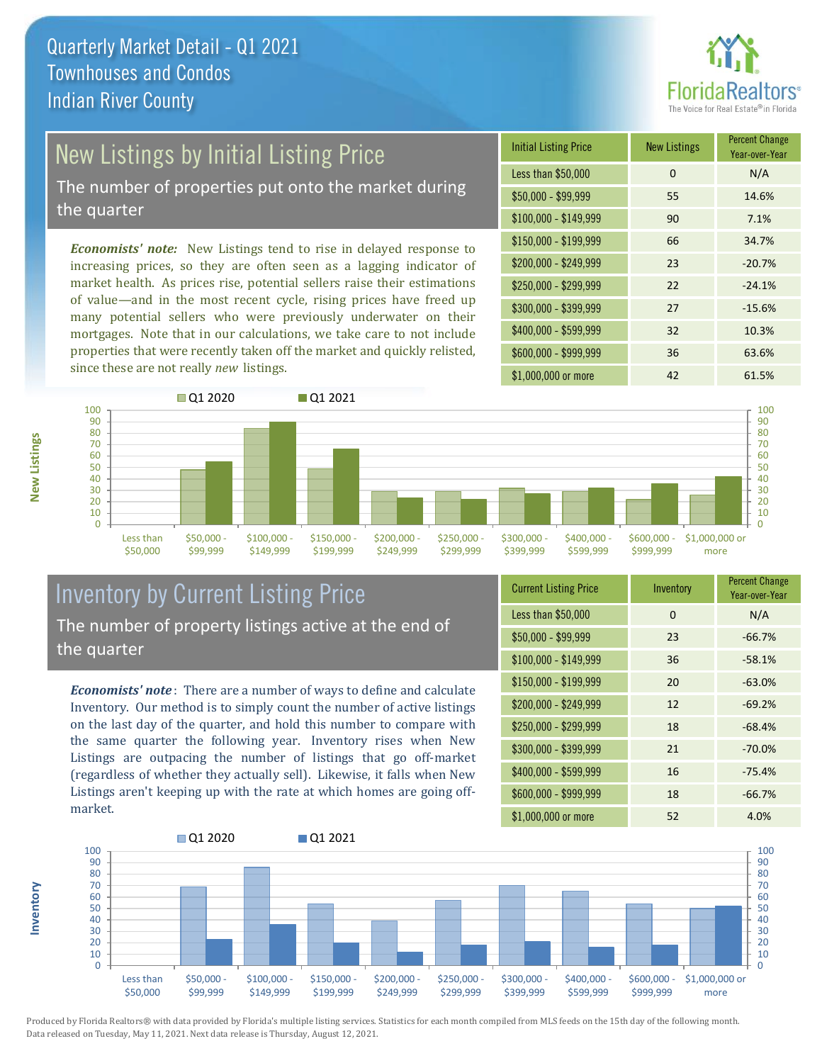# Quarterly Market Detail - Q1 2021
## Townhouses and Condos
## Indian River County

## New Listings by Initial Listing Price

The number of properties put onto the market during the quarter

*Economists' note:* New Listings tend to rise in delayed response to increasing prices, so they are often seen as a lagging indicator of market health. As prices rise, potential sellers raise their estimations of value—and in the most recent cycle, rising prices have freed up many potential sellers who were previously underwater on their mortgages. Note that in our calculations, we take care to not include properties that were recently taken off the market and quickly relisted, since these are not really *new* listings.

| Initial Listing Price | New Listings | Percent Change Year-over-Year |
|---|---|---|
| Less than $50,000 | 0 | N/A |
| $50,000 - $99,999 | 55 | 14.6% |
| $100,000 - $149,999 | 90 | 7.1% |
| $150,000 - $199,999 | 66 | 34.7% |
| $200,000 - $249,999 | 23 | -20.7% |
| $250,000 - $299,999 | 22 | -24.1% |
| $300,000 - $399,999 | 27 | -15.6% |
| $400,000 - $599,999 | 32 | 10.3% |
| $600,000 - $999,999 | 36 | 63.6% |
| $1,000,000 or more | 42 | 61.5% |

Q1 2020 Q1 2021

New Listings

0 10 20 30 40 50 60 70 80 90 100

Less than $50,000 | $50,000 - $99,999 | $100,000 - $149,999 | $150,000 - $199,999 | $200,000 - $249,999 | $250,000 - $299,999 | $300,000 - $399,999 | $400,000 - $599,999 | $600,000 - $999,999 | $1,000,000 or more

## Inventory by Current Listing Price

The number of property listings active at the end of the quarter

*Economists' note*: There are a number of ways to define and calculate Inventory. Our method is to simply count the number of active listings on the last day of the quarter, and hold this number to compare with the same quarter the following year. Inventory rises when New Listings are outpacing the number of listings that go off-market (regardless of whether they actually sell). Likewise, it falls when New Listings aren't keeping up with the rate at which homes are going off-market.

| Current Listing Price | Inventory | Percent Change Year-over-Year |
|---|---|---|
| Less than $50,000 | 0 | N/A |
| $50,000 - $99,999 | 23 | -66.7% |
| $100,000 - $149,999 | 36 | -58.1% |
| $150,000 - $199,999 | 20 | -63.0% |
| $200,000 - $249,999 | 12 | -69.2% |
| $250,000 - $299,999 | 18 | -68.4% |
| $300,000 - $399,999 | 21 | -70.0% |
| $400,000 - $599,999 | 16 | -75.4% |
| $600,000 - $999,999 | 18 | -66.7% |
| $1,000,000 or more | 52 | 4.0% |

Q1 2020 Q1 2021

Inventory

0 10 20 30 40 50 60 70 80 90 100

Less than $50,000 | $50,000 - $99,999 | $100,000 - $149,999 | $150,000 - $199,999 | $200,000 - $249,999 | $250,000 - $299,999 | $300,000 - $399,999 | $400,000 - $599,999 | $600,000 - $999,999 | $1,000,000 or more

Produced by Florida Realtors® with data provided by Florida's multiple listing services. Statistics for each month compiled from MLS feeds on the 15th day of the following month. Data released on Tuesday, May 11, 2021. Next data release is Thursday, August 12, 2021.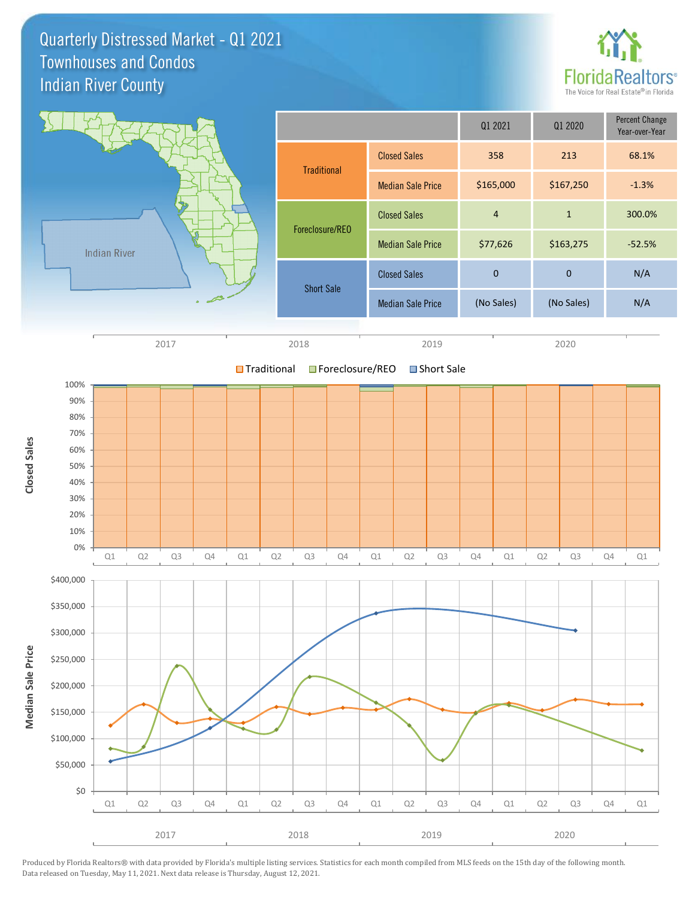# Quarterly Distressed Market - Q1 2021
## Townhouses and Condos
## Indian River County

FloridaRealtors®
The Voice for Real Estate® in Florida

Indian River

| | | Q1 2021 | Q1 2020 | Percent Change Year-over-Year |
|---|---|---|---|---|
| Traditional | Closed Sales | 358 | 213 | 68.1% |
| | Median Sale Price | $165,000 | $167,250 | -1.3% |
| Foreclosure/REO | Closed Sales | 4 | 1 | 300.0% |
| | Median Sale Price | $77,626 | $163,275 | -52.5% |
| Short Sale | Closed Sales | 0 | 0 | N/A |
| | Median Sale Price | (No Sales) | (No Sales) | N/A |

2017 2018 2019 2020

Traditional Foreclosure/REO Short Sale

Closed Sales

100% 90% 80% 70% 60% 50% 40% 30% 20% 10% 0%

Q1 Q2 Q3 Q4 Q1 Q2 Q3 Q4 Q1 Q2 Q3 Q4 Q1 Q2 Q3 Q4 Q1

Median Sale Price

$400,000 $350,000 $300,000 $250,000 $200,000 $150,000 $100,000 $50,000 $0

Q1 Q2 Q3 Q4 Q1 Q2 Q3 Q4 Q1 Q2 Q3 Q4 Q1 Q2 Q3 Q4 Q1

2017 2018 2019 2020

Produced by Florida Realtors® with data provided by Florida's multiple listing services. Statistics for each month compiled from MLS feeds on the 15th day of the following month. Data released on Tuesday, May 11, 2021. Next data release is Thursday, August 12, 2021.